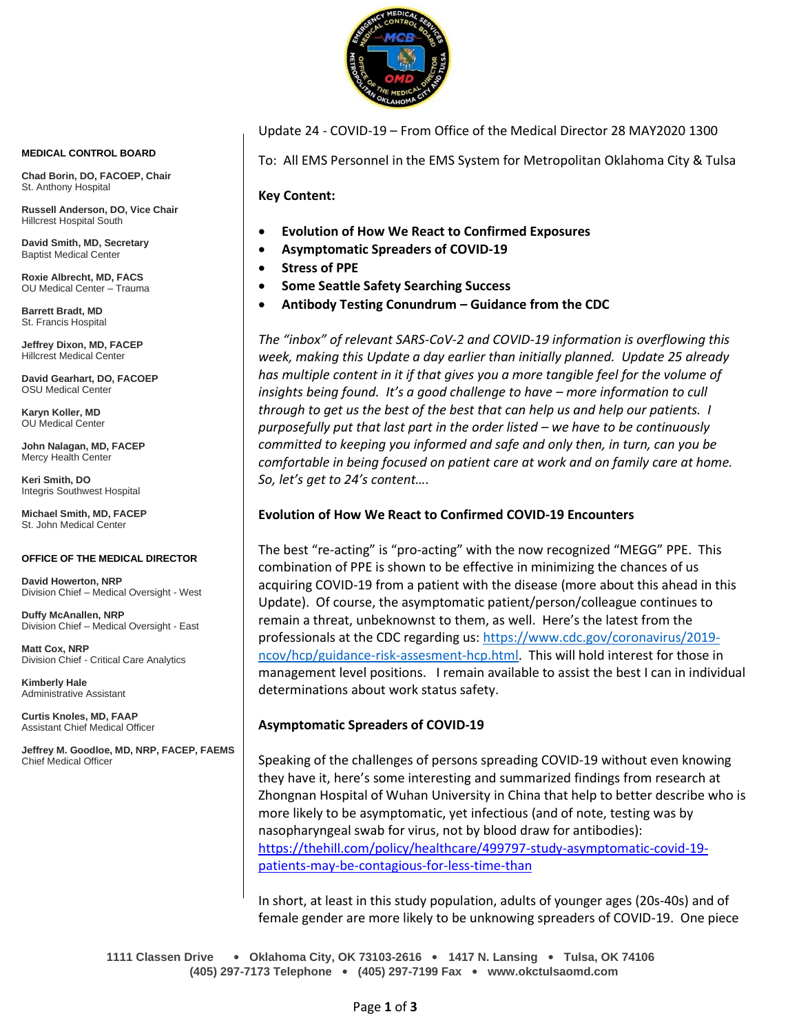**MEDICAL CONTROL BOARD**

**Chad Borin, DO, FACOEP, Chair**
St. Anthony Hospital

**Russell Anderson, DO, Vice Chair**
Hillcrest Hospital South

**David Smith, MD, Secretary**
Baptist Medical Center

**Roxie Albrecht, MD, FACS**
OU Medical Center – Trauma

**Barrett Bradt, MD**
St. Francis Hospital

**Jeffrey Dixon, MD, FACEP**
Hillcrest Medical Center

**David Gearhart, DO, FACOEP**
OSU Medical Center

**Karyn Koller, MD**
OU Medical Center

**John Nalagan, MD, FACEP**
Mercy Health Center

**Keri Smith, DO**
Integris Southwest Hospital

**Michael Smith, MD, FACEP**
St. John Medical Center

**OFFICE OF THE MEDICAL DIRECTOR**

**David Howerton, NRP**
Division Chief – Medical Oversight - West

**Duffy McAnallen, NRP**
Division Chief – Medical Oversight - East

**Matt Cox, NRP**
Division Chief - Critical Care Analytics

**Kimberly Hale**
Administrative Assistant

**Curtis Knoles, MD, FAAP**
Assistant Chief Medical Officer

**Jeffrey M. Goodloe, MD, NRP, FACEP, FAEMS**
Chief Medical Officer

Update 24 - COVID-19 – From Office of the Medical Director 28 MAY2020 1300

To: All EMS Personnel in the EMS System for Metropolitan Oklahoma City & Tulsa

**Key Content:**

- **Evolution of How We React to Confirmed Exposures**
- **Asymptomatic Spreaders of COVID-19**
- **Stress of PPE**
- **Some Seattle Safety Searching Success**
- **Antibody Testing Conundrum – Guidance from the CDC**

*The "inbox" of relevant SARS-CoV-2 and COVID-19 information is overflowing this week, making this Update a day earlier than initially planned. Update 25 already has multiple content in it if that gives you a more tangible feel for the volume of insights being found. It's a good challenge to have – more information to cull through to get us the best of the best that can help us and help our patients. I purposefully put that last part in the order listed – we have to be continuously committed to keeping you informed and safe and only then, in turn, can you be comfortable in being focused on patient care at work and on family care at home. So, let's get to 24's content….*

**Evolution of How We React to Confirmed COVID-19 Encounters**

The best "re-acting" is "pro-acting" with the now recognized "MEGG" PPE. This combination of PPE is shown to be effective in minimizing the chances of us acquiring COVID-19 from a patient with the disease (more about this ahead in this Update). Of course, the asymptomatic patient/person/colleague continues to remain a threat, unbeknownst to them, as well. Here's the latest from the professionals at the CDC regarding us: [https://www.cdc.gov/coronavirus/2019-ncov/hcp/guidance-risk-assesment-hcp.html](https://www.cdc.gov/coronavirus/2019-ncov/hcp/guidance-risk-assesment-hcp.html). This will hold interest for those in management level positions. I remain available to assist the best I can in individual determinations about work status safety.

**Asymptomatic Spreaders of COVID-19**

Speaking of the challenges of persons spreading COVID-19 without even knowing they have it, here's some interesting and summarized findings from research at Zhongnan Hospital of Wuhan University in China that help to better describe who is more likely to be asymptomatic, yet infectious (and of note, testing was by nasopharyngeal swab for virus, not by blood draw for antibodies): [https://thehill.com/policy/healthcare/499797-study-asymptomatic-covid-19-patients-may-be-contagious-for-less-time-than](https://thehill.com/policy/healthcare/499797-study-asymptomatic-covid-19-patients-may-be-contagious-for-less-time-than)

In short, at least in this study population, adults of younger ages (20s-40s) and of female gender are more likely to be unknowing spreaders of COVID-19. One piece

1111 Classen Drive • Oklahoma City, OK 73103-2616 • 1417 N. Lansing • Tulsa, OK 74106
(405) 297-7173 Telephone • (405) 297-7199 Fax • www.okctulsaomd.com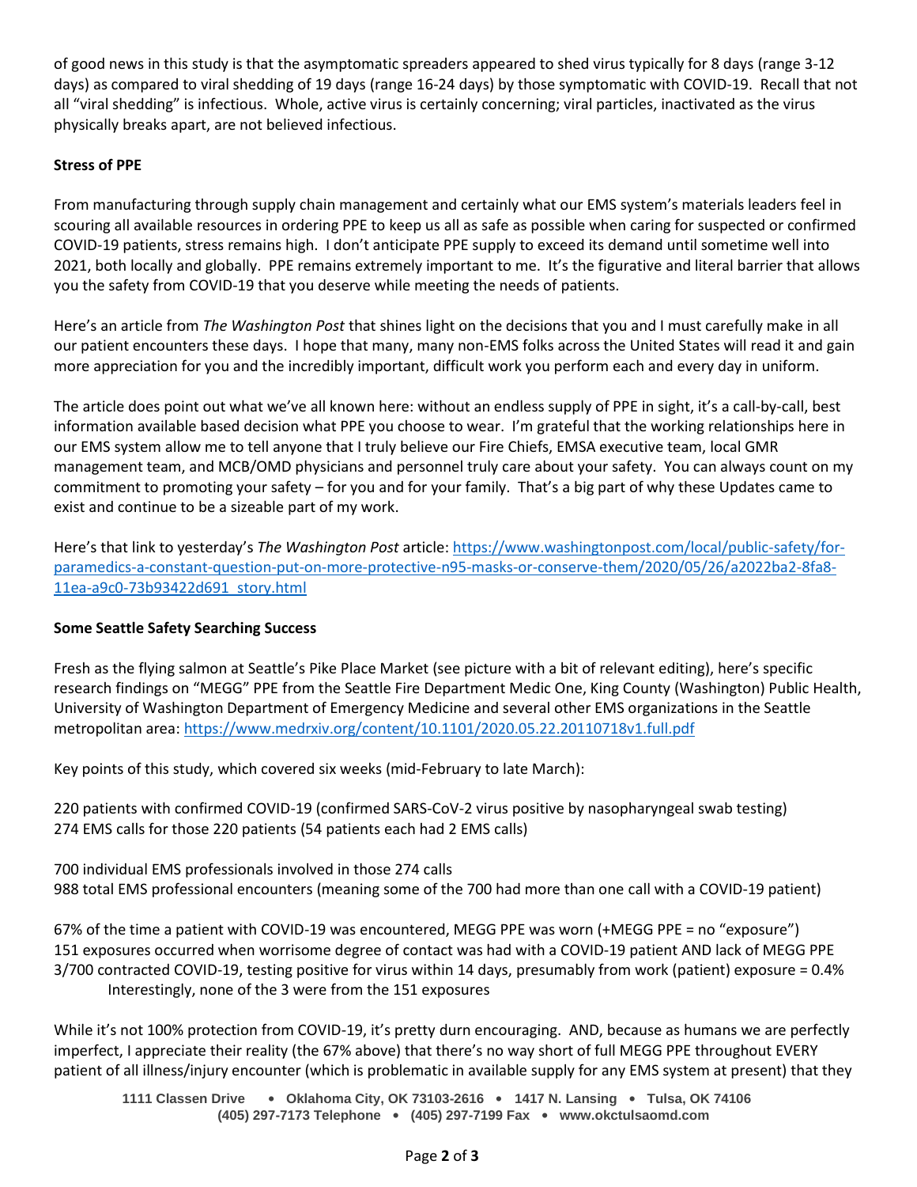of good news in this study is that the asymptomatic spreaders appeared to shed virus typically for 8 days (range 3-12 days) as compared to viral shedding of 19 days (range 16-24 days) by those symptomatic with COVID-19. Recall that not all "viral shedding" is infectious. Whole, active virus is certainly concerning; viral particles, inactivated as the virus physically breaks apart, are not believed infectious.

**Stress of PPE**

From manufacturing through supply chain management and certainly what our EMS system's materials leaders feel in scouring all available resources in ordering PPE to keep us all as safe as possible when caring for suspected or confirmed COVID-19 patients, stress remains high. I don't anticipate PPE supply to exceed its demand until sometime well into 2021, both locally and globally. PPE remains extremely important to me. It's the figurative and literal barrier that allows you the safety from COVID-19 that you deserve while meeting the needs of patients.

Here's an article from *The Washington Post* that shines light on the decisions that you and I must carefully make in all our patient encounters these days. I hope that many, many non-EMS folks across the United States will read it and gain more appreciation for you and the incredibly important, difficult work you perform each and every day in uniform.

The article does point out what we've all known here: without an endless supply of PPE in sight, it's a call-by-call, best information available based decision what PPE you choose to wear. I'm grateful that the working relationships here in our EMS system allow me to tell anyone that I truly believe our Fire Chiefs, EMSA executive team, local GMR management team, and MCB/OMD physicians and personnel truly care about your safety. You can always count on my commitment to promoting your safety – for you and for your family. That's a big part of why these Updates came to exist and continue to be a sizeable part of my work.

Here's that link to yesterday's *The Washington Post* article: https://www.washingtonpost.com/local/public-safety/for-paramedics-a-constant-question-put-on-more-protective-n95-masks-or-conserve-them/2020/05/26/a2022ba2-8fa8-11ea-a9c0-73b93422d691_story.html

**Some Seattle Safety Searching Success**

Fresh as the flying salmon at Seattle's Pike Place Market (see picture with a bit of relevant editing), here's specific research findings on "MEGG" PPE from the Seattle Fire Department Medic One, King County (Washington) Public Health, University of Washington Department of Emergency Medicine and several other EMS organizations in the Seattle metropolitan area: https://www.medrxiv.org/content/10.1101/2020.05.22.20110718v1.full.pdf

Key points of this study, which covered six weeks (mid-February to late March):

220 patients with confirmed COVID-19 (confirmed SARS-CoV-2 virus positive by nasopharyngeal swab testing)
274 EMS calls for those 220 patients (54 patients each had 2 EMS calls)

700 individual EMS professionals involved in those 274 calls
988 total EMS professional encounters (meaning some of the 700 had more than one call with a COVID-19 patient)

67% of the time a patient with COVID-19 was encountered, MEGG PPE was worn (+MEGG PPE = no "exposure")
151 exposures occurred when worrisome degree of contact was had with a COVID-19 patient AND lack of MEGG PPE
3/700 contracted COVID-19, testing positive for virus within 14 days, presumably from work (patient) exposure = 0.4%
    Interestingly, none of the 3 were from the 151 exposures

While it's not 100% protection from COVID-19, it's pretty durn encouraging. AND, because as humans we are perfectly imperfect, I appreciate their reality (the 67% above) that there's no way short of full MEGG PPE throughout EVERY patient of all illness/injury encounter (which is problematic in available supply for any EMS system at present) that they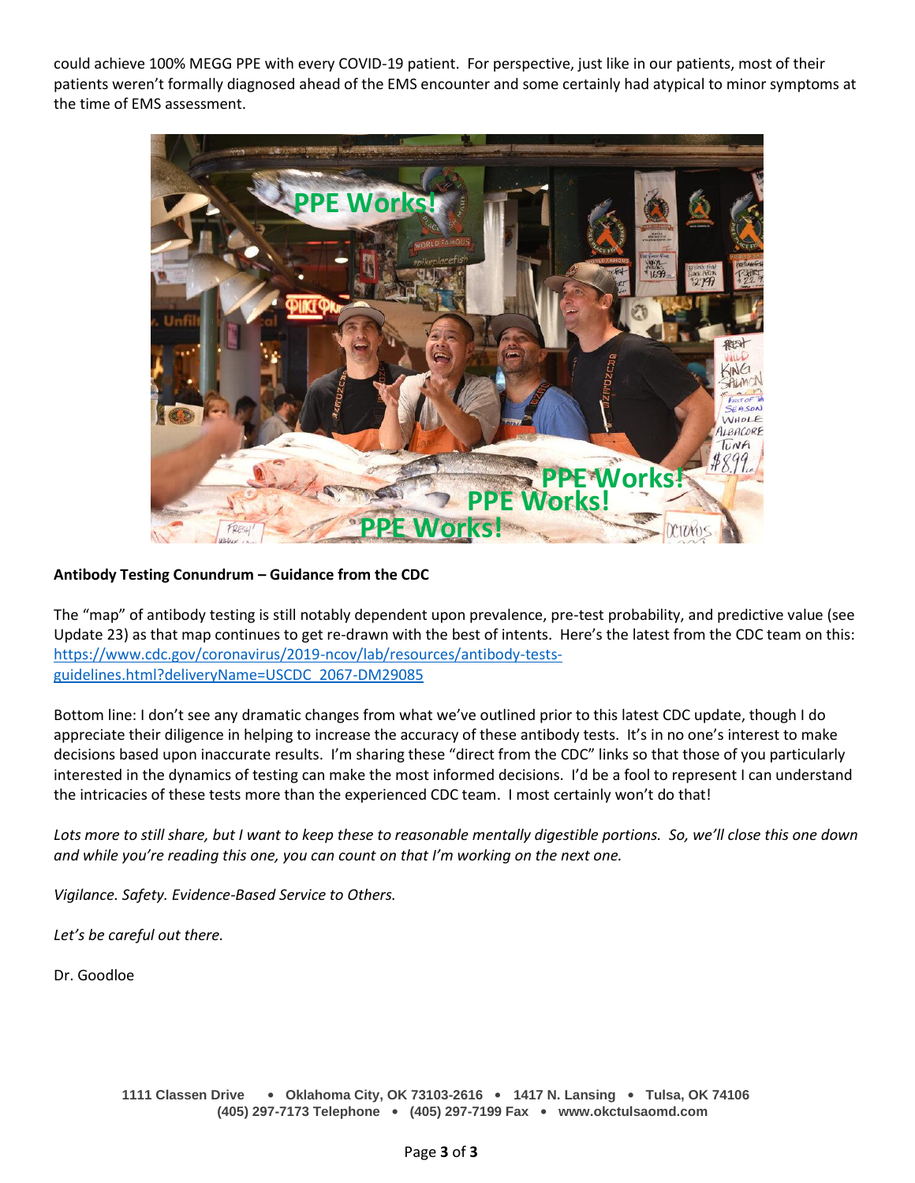could achieve 100% MEGG PPE with every COVID-19 patient. For perspective, just like in our patients, most of their patients weren't formally diagnosed ahead of the EMS encounter and some certainly had atypical to minor symptoms at the time of EMS assessment.

**Antibody Testing Conundrum – Guidance from the CDC**

The "map" of antibody testing is still notably dependent upon prevalence, pre-test probability, and predictive value (see Update 23) as that map continues to get re-drawn with the best of intents. Here's the latest from the CDC team on this: [https://www.cdc.gov/coronavirus/2019-ncov/lab/resources/antibody-tests-guidelines.html?deliveryName=USCDC_2067-DM29085](https://www.cdc.gov/coronavirus/2019-ncov/lab/resources/antibody-tests-guidelines.html?deliveryName=USCDC_2067-DM29085)

Bottom line: I don't see any dramatic changes from what we've outlined prior to this latest CDC update, though I do appreciate their diligence in helping to increase the accuracy of these antibody tests. It's in no one's interest to make decisions based upon inaccurate results. I'm sharing these "direct from the CDC" links so that those of you particularly interested in the dynamics of testing can make the most informed decisions. I'd be a fool to represent I can understand the intricacies of these tests more than the experienced CDC team. I most certainly won't do that!

*Lots more to still share, but I want to keep these to reasonable mentally digestible portions. So, we'll close this one down and while you're reading this one, you can count on that I'm working on the next one.*

*Vigilance. Safety. Evidence-Based Service to Others.*

*Let's be careful out there.*

Dr. Goodloe

**1111 Classen Drive • Oklahoma City, OK 73103-2616 • 1417 N. Lansing • Tulsa, OK 74106**
**(405) 297-7173 Telephone • (405) 297-7199 Fax • www.okctulsaomd.com**